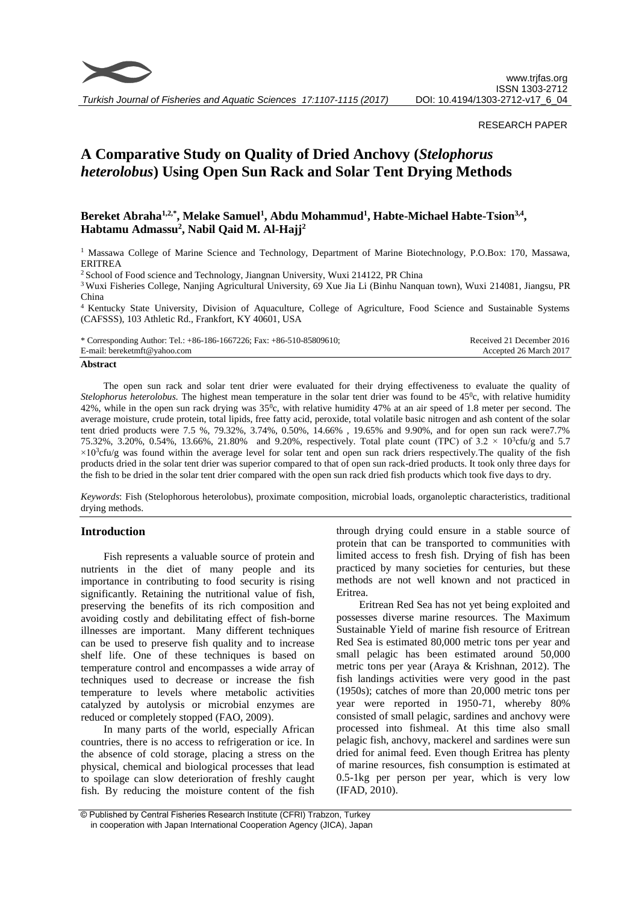RESEARCH PAPER

# A Comparative Study on Quality of Dried Anchovy (*Stelophorus heterolobus*) Using Open Sun Rack and Solar Tent Drying Methods

**Bereket Abraha[1,2,*], Melake Samuel[1], Abdu Mohammud[1], Habte-Michael Habte-Tsion[3,4], Habtamu Admassu[2], Nabil Qaid M. Al-Hajj[2]**

[1] Massawa College of Marine Science and Technology, Department of Marine Biotechnology, P.O.Box: 170, Massawa, ERITREA

[2] School of Food science and Technology, Jiangnan University, Wuxi 214122, PR China

[3] Wuxi Fisheries College, Nanjing Agricultural University, 69 Xue Jia Li (Binhu Nanquan town), Wuxi 214081, Jiangsu, PR China

[4] Kentucky State University, Division of Aquaculture, College of Agriculture, Food Science and Sustainable Systems (CAFSSS), 103 Athletic Rd., Frankfort, KY 40601, USA

\* Corresponding Author: Tel.: +86-186-1667226; Fax: +86-510-85809610; E-mail: bereketmft@yahoo.com

Received 21 December 2016
Accepted 26 March 2017

## Abstract

The open sun rack and solar tent drier were evaluated for their drying effectiveness to evaluate the quality of *Stelophorus heterolobus.* The highest mean temperature in the solar tent drier was found to be $45^0$c, with relative humidity 42%, while in the open sun rack drying was $35^0$c, with relative humidity 47% at an air speed of 1.8 meter per second. The average moisture, crude protein, total lipids, free fatty acid, peroxide, total volatile basic nitrogen and ash content of the solar tent dried products were 7.5 %, 79.32%, 3.74%, 0.50%, 14.66% , 19.65% and 9.90%, and for open sun rack were7.7% 75.32%, 3.20%, 0.54%, 13.66%, 21.80% and 9.20%, respectively. Total plate count (TPC) of $3.2 \times 10^3$cfu/g and $5.7 \times 10^3$cfu/g was found within the average level for solar tent and open sun rack driers respectively.The quality of the fish products dried in the solar tent drier was superior compared to that of open sun rack-dried products. It took only three days for the fish to be dried in the solar tent drier compared with the open sun rack dried fish products which took five days to dry.

*Keywords*: Fish (Stelophorous heterolobus), proximate composition, microbial loads, organoleptic characteristics, traditional drying methods.

## Introduction

Fish represents a valuable source of protein and nutrients in the diet of many people and its importance in contributing to food security is rising significantly. Retaining the nutritional value of fish, preserving the benefits of its rich composition and avoiding costly and debilitating effect of fish-borne illnesses are important. Many different techniques can be used to preserve fish quality and to increase shelf life. One of these techniques is based on temperature control and encompasses a wide array of techniques used to decrease or increase the fish temperature to levels where metabolic activities catalyzed by autolysis or microbial enzymes are reduced or completely stopped (FAO, 2009).

In many parts of the world, especially African countries, there is no access to refrigeration or ice. In the absence of cold storage, placing a stress on the physical, chemical and biological processes that lead to spoilage can slow deterioration of freshly caught fish. By reducing the moisture content of the fish through drying could ensure in a stable source of protein that can be transported to communities with limited access to fresh fish. Drying of fish has been practiced by many societies for centuries, but these methods are not well known and not practiced in Eritrea.

Eritrean Red Sea has not yet being exploited and possesses diverse marine resources. The Maximum Sustainable Yield of marine fish resource of Eritrean Red Sea is estimated 80,000 metric tons per year and small pelagic has been estimated around 50,000 metric tons per year (Araya & Krishnan, 2012). The fish landings activities were very good in the past (1950s); catches of more than 20,000 metric tons per year were reported in 1950-71, whereby 80% consisted of small pelagic, sardines and anchovy were processed into fishmeal. At this time also small pelagic fish, anchovy, mackerel and sardines were sun dried for animal feed. Even though Eritrea has plenty of marine resources, fish consumption is estimated at 0.5-1kg per person per year, which is very low (IFAD, 2010).

© Published by Central Fisheries Research Institute (CFRI) Trabzon, Turkey in cooperation with Japan International Cooperation Agency (JICA), Japan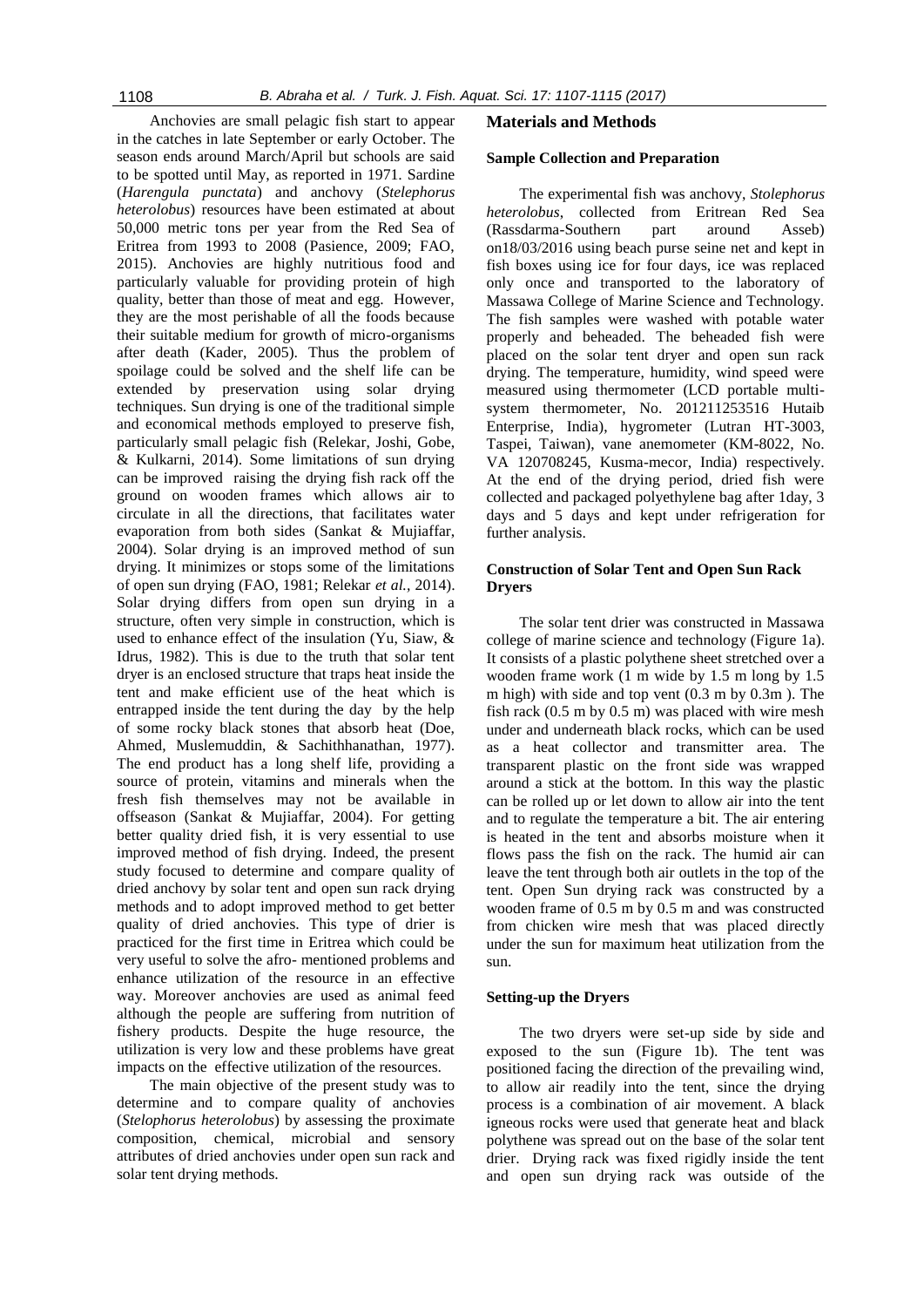Anchovies are small pelagic fish start to appear in the catches in late September or early October. The season ends around March/April but schools are said to be spotted until May, as reported in 1971. Sardine (*Harengula punctata*) and anchovy (*Stelephorus heterolobus*) resources have been estimated at about 50,000 metric tons per year from the Red Sea of Eritrea from 1993 to 2008 (Pasience, 2009; FAO, 2015). Anchovies are highly nutritious food and particularly valuable for providing protein of high quality, better than those of meat and egg. However, they are the most perishable of all the foods because their suitable medium for growth of micro-organisms after death (Kader, 2005). Thus the problem of spoilage could be solved and the shelf life can be extended by preservation using solar drying techniques. Sun drying is one of the traditional simple and economical methods employed to preserve fish, particularly small pelagic fish (Relekar, Joshi, Gobe, & Kulkarni, 2014). Some limitations of sun drying can be improved raising the drying fish rack off the ground on wooden frames which allows air to circulate in all the directions, that facilitates water evaporation from both sides (Sankat & Mujiaffar, 2004). Solar drying is an improved method of sun drying. It minimizes or stops some of the limitations of open sun drying (FAO, 1981; Relekar *et al.,* 2014). Solar drying differs from open sun drying in a structure, often very simple in construction, which is used to enhance effect of the insulation (Yu, Siaw, & Idrus, 1982). This is due to the truth that solar tent dryer is an enclosed structure that traps heat inside the tent and make efficient use of the heat which is entrapped inside the tent during the day by the help of some rocky black stones that absorb heat (Doe, Ahmed, Muslemuddin, & Sachithhanathan, 1977). The end product has a long shelf life, providing a source of protein, vitamins and minerals when the fresh fish themselves may not be available in offseason (Sankat & Mujiaffar, 2004). For getting better quality dried fish, it is very essential to use improved method of fish drying. Indeed, the present study focused to determine and compare quality of dried anchovy by solar tent and open sun rack drying methods and to adopt improved method to get better quality of dried anchovies. This type of drier is practiced for the first time in Eritrea which could be very useful to solve the afro- mentioned problems and enhance utilization of the resource in an effective way. Moreover anchovies are used as animal feed although the people are suffering from nutrition of fishery products. Despite the huge resource, the utilization is very low and these problems have great impacts on the effective utilization of the resources.

The main objective of the present study was to determine and to compare quality of anchovies (*Stelophorus heterolobus*) by assessing the proximate composition, chemical, microbial and sensory attributes of dried anchovies under open sun rack and solar tent drying methods.

## Materials and Methods

### Sample Collection and Preparation

The experimental fish was anchovy, *Stolephorus heterolobus*, collected from Eritrean Red Sea (Rassdarma-Southern part around Asseb) on18/03/2016 using beach purse seine net and kept in fish boxes using ice for four days, ice was replaced only once and transported to the laboratory of Massawa College of Marine Science and Technology. The fish samples were washed with potable water properly and beheaded. The beheaded fish were placed on the solar tent dryer and open sun rack drying. The temperature, humidity, wind speed were measured using thermometer (LCD portable multi-system thermometer, No. 201211253516 Hutaib Enterprise, India), hygrometer (Lutran HT-3003, Taspei, Taiwan), vane anemometer (KM-8022, No. VA 120708245, Kusma-mecor, India) respectively. At the end of the drying period, dried fish were collected and packaged polyethylene bag after 1day, 3 days and 5 days and kept under refrigeration for further analysis.

### Construction of Solar Tent and Open Sun Rack Dryers

The solar tent drier was constructed in Massawa college of marine science and technology (Figure 1a). It consists of a plastic polythene sheet stretched over a wooden frame work (1 m wide by 1.5 m long by 1.5 m high) with side and top vent (0.3 m by 0.3m ). The fish rack (0.5 m by 0.5 m) was placed with wire mesh under and underneath black rocks, which can be used as a heat collector and transmitter area. The transparent plastic on the front side was wrapped around a stick at the bottom. In this way the plastic can be rolled up or let down to allow air into the tent and to regulate the temperature a bit. The air entering is heated in the tent and absorbs moisture when it flows pass the fish on the rack. The humid air can leave the tent through both air outlets in the top of the tent. Open Sun drying rack was constructed by a wooden frame of 0.5 m by 0.5 m and was constructed from chicken wire mesh that was placed directly under the sun for maximum heat utilization from the sun.

### Setting-up the Dryers

The two dryers were set-up side by side and exposed to the sun (Figure 1b). The tent was positioned facing the direction of the prevailing wind, to allow air readily into the tent, since the drying process is a combination of air movement. A black igneous rocks were used that generate heat and black polythene was spread out on the base of the solar tent drier. Drying rack was fixed rigidly inside the tent and open sun drying rack was outside of the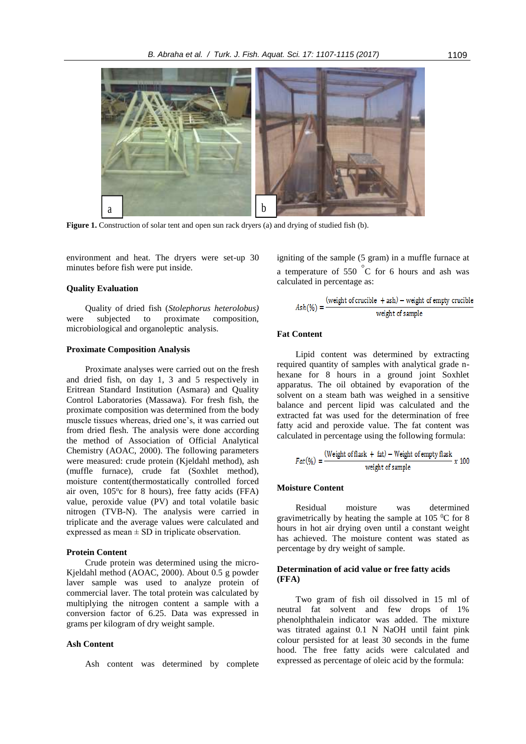**Figure 1.** Construction of solar tent and open sun rack dryers (a) and drying of studied fish (b).

environment and heat. The dryers were set-up 30 minutes before fish were put inside.

### Quality Evaluation

Quality of dried fish (*Stolephorus heterolobus)* were subjected to proximate composition, microbiological and organoleptic analysis.

### Proximate Composition Analysis

Proximate analyses were carried out on the fresh and dried fish, on day 1, 3 and 5 respectively in Eritrean Standard Institution (Asmara) and Quality Control Laboratories (Massawa). For fresh fish, the proximate composition was determined from the body muscle tissues whereas, dried one's, it was carried out from dried flesh. The analysis were done according the method of Association of Official Analytical Chemistry (AOAC, 2000). The following parameters were measured: crude protein (Kjeldahl method), ash (muffle furnace), crude fat (Soxhlet method), moisture content(thermostatically controlled forced air oven, 105$^o$c for 8 hours), free fatty acids (FFA) value, peroxide value (PV) and total volatile basic nitrogen (TVB-N). The analysis were carried in triplicate and the average values were calculated and expressed as mean ± SD in triplicate observation.

### Protein Content

Crude protein was determined using the micro-Kjeldahl method (AOAC, 2000). About 0.5 g powder laver sample was used to analyze protein of commercial laver. The total protein was calculated by multiplying the nitrogen content a sample with a conversion factor of 6.25. Data was expressed in grams per kilogram of dry weight sample.

### Ash Content

Ash content was determined by complete igniting of the sample (5 gram) in a muffle furnace at a temperature of 550 $^{\circ}$C for 6 hours and ash was calculated in percentage as:

$$Ash(\%) = \frac{(\text{weight of crucible } + \text{ash}) - \text{weight of empty crucible}}{\text{weight of sample}}$$

### Fat Content

Lipid content was determined by extracting required quantity of samples with analytical grade n-hexane for 8 hours in a ground joint Soxhlet apparatus. The oil obtained by evaporation of the solvent on a steam bath was weighed in a sensitive balance and percent lipid was calculated and the extracted fat was used for the determination of free fatty acid and peroxide value. The fat content was calculated in percentage using the following formula:

$$Fat(\%) = \frac{(\text{Weight of flask } + \text{ fat}) - \text{Weight of empty flask}}{\text{weight of sample}} x\ 100$$

### Moisture Content

Residual moisture was determined gravimetrically by heating the sample at 105 $^0$C for 8 hours in hot air drying oven until a constant weight has achieved. The moisture content was stated as percentage by dry weight of sample.

### Determination of acid value or free fatty acids (FFA)

Two gram of fish oil dissolved in 15 ml of neutral fat solvent and few drops of 1% phenolphthalein indicator was added. The mixture was titrated against 0.1 N NaOH until faint pink colour persisted for at least 30 seconds in the fume hood. The free fatty acids were calculated and expressed as percentage of oleic acid by the formula: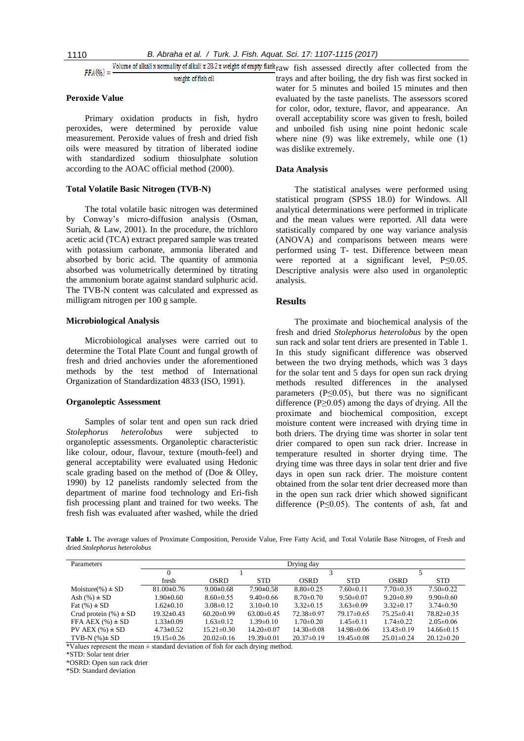$$FFA(\%) = \frac{\text{Volume of alkali x normality of alkali x 28.2 x weight of empty flask}}{\text{weight of fish oil}}$$

### Peroxide Value

Primary oxidation products in fish, hydro peroxides, were determined by peroxide value measurement. Peroxide values of fresh and dried fish oils were measured by titration of liberated iodine with standardized sodium thiosulphate solution according to the AOAC official method (2000).

### Total Volatile Basic Nitrogen (TVB-N)

The total volatile basic nitrogen was determined by Conway's micro-diffusion analysis (Osman, Suriah, & Law, 2001). In the procedure, the trichloro acetic acid (TCA) extract prepared sample was treated with potassium carbonate, ammonia liberated and absorbed by boric acid. The quantity of ammonia absorbed was volumetrically determined by titrating the ammonium borate against standard sulphuric acid. The TVB-N content was calculated and expressed as milligram nitrogen per 100 g sample.

### Microbiological Analysis

Microbiological analyses were carried out to determine the Total Plate Count and fungal growth of fresh and dried anchovies under the aforementioned methods by the test method of International Organization of Standardization 4833 (ISO, 1991).

### Organoleptic Assessment

Samples of solar tent and open sun rack dried *Stolephorus heterolobus* were subjected to organoleptic assessments. Organoleptic characteristic like colour, odour, flavour, texture (mouth-feel) and general acceptability were evaluated using Hedonic scale grading based on the method of (Doe & Olley, 1990) by 12 panelists randomly selected from the department of marine food technology and Eri-fish fish processing plant and trained for two weeks. The fresh fish was evaluated after washed, while the dried raw fish assessed directly after collected from the trays and after boiling, the dry fish was first socked in water for 5 minutes and boiled 15 minutes and then evaluated by the taste panelists. The assessors scored for color, odor, texture, flavor, and appearance. An overall acceptability score was given to fresh, boiled and unboiled fish using nine point hedonic scale where nine (9) was like extremely, while one (1) was dislike extremely.

### Data Analysis

The statistical analyses were performed using statistical program (SPSS 18.0) for Windows. All analytical determinations were performed in triplicate and the mean values were reported. All data were statistically compared by one way variance analysis (ANOVA) and comparisons between means were performed using T- test. Difference between mean were reported at a significant level, P≤0.05. Descriptive analysis were also used in organoleptic analysis.

## Results

The proximate and biochemical analysis of the fresh and dried *Stolephorus heterolobus* by the open sun rack and solar tent driers are presented in Table 1. In this study significant difference was observed between the two drying methods, which was 3 days for the solar tent and 5 days for open sun rack drying methods resulted differences in the analysed parameters (P≤0.05), but there was no significant difference (P≥0.05) among the days of drying. All the proximate and biochemical composition, except moisture content were increased with drying time in both driers. The drying time was shorter in solar tent drier compared to open sun rack drier. Increase in temperature resulted in shorter drying time. The drying time was three days in solar tent drier and five days in open sun rack drier. The moisture content obtained from the solar tent drier decreased more than in the open sun rack drier which showed significant difference (P≤0.05). The contents of ash, fat and

**Table 1.** The average values of Proximate Composition, Peroxide Value, Free Fatty Acid, and Total Volatile Base Nitrogen, of Fresh and dried *Stolephorus heterolobus*

| Parameters | Drying day | | | | | | |
|---|---|---|---|---|---|---|---|
| | 0 | 1 | | 3 | | 5 | |
| | fresh | OSRD | STD | OSRD | STD | OSRD | STD |
| Moisture(%) ± SD | 81.00±0.76 | 9.00±0.68 | 7.90±0.58 | 8.80±0.25 | 7.60±0.11 | 7.70±0.35 | 7.50±0.22 |
| Ash (%) ± SD | 1.90±0.60 | 8.60±0.55 | 9.40±0.66 | 8.70±0.70 | 9.50±0.07 | 9.20±0.89 | 9.90±0.60 |
| Fat (%) ± SD | 1.62±0.10 | 3.08±0.12 | 3.10±0.10 | 3.32±0.15 | 3.63±0.09 | 3.32±0.17 | 3.74±0.50 |
| Crud protein (%) ± SD | 19.32±0.43 | 60.20±0.99 | 63.00±0.45 | 72.38±0.97 | 79.17±0.65 | 75.25±0.41 | 78.82±0.35 |
| FFA AEX (%) ± SD | 1.33±0.09 | 1.63±0.12 | 1.39±0.10 | 1.70±0.20 | 1.45±0.11 | 1.74±0.22 | 2.05±0.06 |
| PV AEX (%) ± SD | 4.73±0.52 | 15.21±0.30 | 14.20±0.07 | 14.30±0.08 | 14.98±0.06 | 13.43±0.19 | 14.66±0.15 |
| TVB-N (%)± SD | 19.15±0.26 | 20.02±0.16 | 19.39±0.01 | 20.37±0.19 | 19.45±0.08 | 25.01±0.24 | 20.12±0.20 |

*Values represent the mean ± standard deviation of fish for each drying method.
*STD: Solar tent drier
*OSRD: Open sun rack drier
*SD: Standard deviation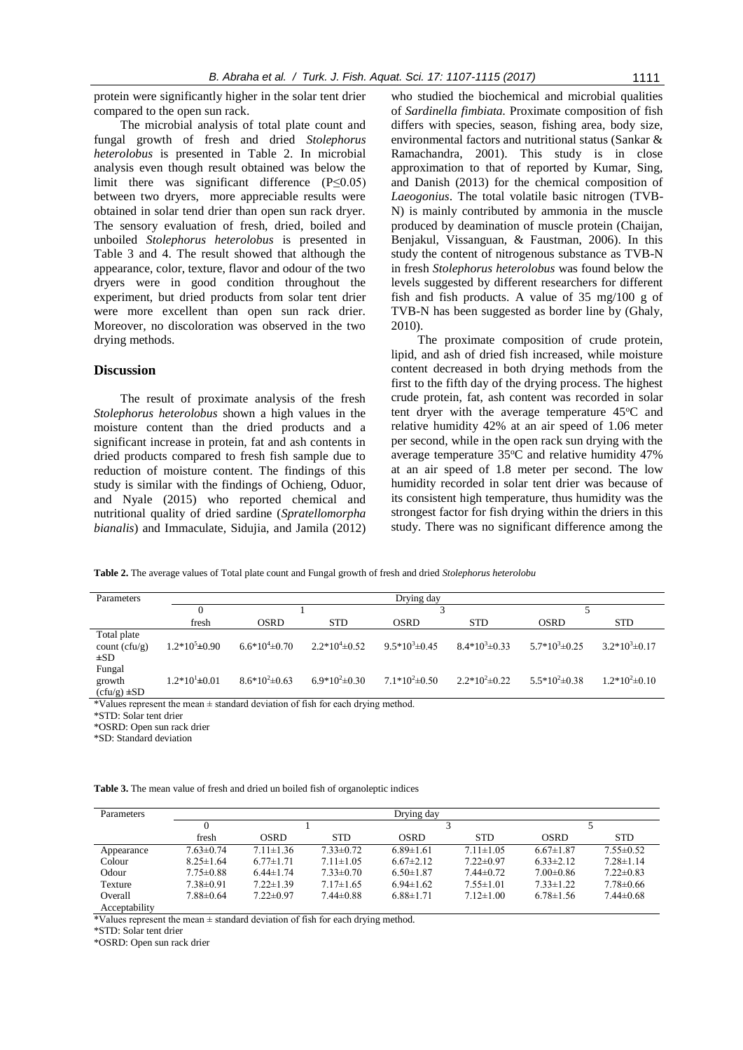protein were significantly higher in the solar tent drier compared to the open sun rack.

The microbial analysis of total plate count and fungal growth of fresh and dried *Stolephorus heterolobus* is presented in Table 2. In microbial analysis even though result obtained was below the limit there was significant difference ($P \leq 0.05$) between two dryers, more appreciable results were obtained in solar tend drier than open sun rack dryer. The sensory evaluation of fresh, dried, boiled and unboiled *Stolephorus heterolobus* is presented in Table 3 and 4. The result showed that although the appearance, color, texture, flavor and odour of the two dryers were in good condition throughout the experiment, but dried products from solar tent drier were more excellent than open sun rack drier. Moreover, no discoloration was observed in the two drying methods.

## Discussion

The result of proximate analysis of the fresh *Stolephorus heterolobus* shown a high values in the moisture content than the dried products and a significant increase in protein, fat and ash contents in dried products compared to fresh fish sample due to reduction of moisture content. The findings of this study is similar with the findings of Ochieng, Oduor, and Nyale (2015) who reported chemical and nutritional quality of dried sardine (*Spratellomorpha bianalis*) and Immaculate, Sidujia, and Jamila (2012) who studied the biochemical and microbial qualities of *Sardinella fimbiata.* Proximate composition of fish differs with species, season, fishing area, body size, environmental factors and nutritional status (Sankar & Ramachandra, 2001). This study is in close approximation to that of reported by Kumar, Sing, and Danish (2013) for the chemical composition of *Laeogonius*. The total volatile basic nitrogen (TVB-N) is mainly contributed by ammonia in the muscle produced by deamination of muscle protein (Chaijan, Benjakul, Vissanguan, & Faustman, 2006). In this study the content of nitrogenous substance as TVB-N in fresh *Stolephorus heterolobus* was found below the levels suggested by different researchers for different fish and fish products. A value of 35 mg/100 g of TVB-N has been suggested as border line by (Ghaly, 2010).

The proximate composition of crude protein, lipid, and ash of dried fish increased, while moisture content decreased in both drying methods from the first to the fifth day of the drying process. The highest crude protein, fat, ash content was recorded in solar tent dryer with the average temperature 45°C and relative humidity 42% at an air speed of 1.06 meter per second, while in the open rack sun drying with the average temperature 35°C and relative humidity 47% at an air speed of 1.8 meter per second. The low humidity recorded in solar tent drier was because of its consistent high temperature, thus humidity was the strongest factor for fish drying within the driers in this study. There was no significant difference among the

**Table 2.** The average values of Total plate count and Fungal growth of fresh and dried *Stolephorus heterolobu*

| Parameters | Drying day | | | | | | |
|---|---|---|---|---|---|---|---|
| | 0 | 1 | | 3 | | 5 | |
| | fresh | OSRD | STD | OSRD | STD | OSRD | STD |
| Total plate count (cfu/g) ±SD | $1.2{*}10^5 \pm 0.90$ | $6.6{*}10^4 \pm 0.70$ | $2.2{*}10^4 \pm 0.52$ | $9.5{*}10^3 \pm 0.45$ | $8.4{*}10^3 \pm 0.33$ | $5.7{*}10^3 \pm 0.25$ | $3.2{*}10^3 \pm 0.17$ |
| Fungal growth (cfu/g) ±SD | $1.2{*}10^1 \pm 0.01$ | $8.6{*}10^2 \pm 0.63$ | $6.9{*}10^2 \pm 0.30$ | $7.1{*}10^2 \pm 0.50$ | $2.2{*}10^2 \pm 0.22$ | $5.5{*}10^2 \pm 0.38$ | $1.2{*}10^2 \pm 0.10$ |

*Values represent the mean ± standard deviation of fish for each drying method.
*STD: Solar tent drier
*OSRD: Open sun rack drier
*SD: Standard deviation

**Table 3.** The mean value of fresh and dried un boiled fish of organoleptic indices

| Parameters | Drying day | | | | | | |
|---|---|---|---|---|---|---|---|
| | 0 | 1 | | 3 | | 5 | |
| | fresh | OSRD | STD | OSRD | STD | OSRD | STD |
| Appearance | 7.63±0.74 | 7.11±1.36 | 7.33±0.72 | 6.89±1.61 | 7.11±1.05 | 6.67±1.87 | 7.55±0.52 |
| Colour | 8.25±1.64 | 6.77±1.71 | 7.11±1.05 | 6.67±2.12 | 7.22±0.97 | 6.33±2.12 | 7.28±1.14 |
| Odour | 7.75±0.88 | 6.44±1.74 | 7.33±0.70 | 6.50±1.87 | 7.44±0.72 | 7.00±0.86 | 7.22±0.83 |
| Texture | 7.38±0.91 | 7.22±1.39 | 7.17±1.65 | 6.94±1.62 | 7.55±1.01 | 7.33±1.22 | 7.78±0.66 |
| Overall Acceptability | 7.88±0.64 | 7.22±0.97 | 7.44±0.88 | 6.88±1.71 | 7.12±1.00 | 6.78±1.56 | 7.44±0.68 |

*Values represent the mean ± standard deviation of fish for each drying method.
*STD: Solar tent drier
*OSRD: Open sun rack drier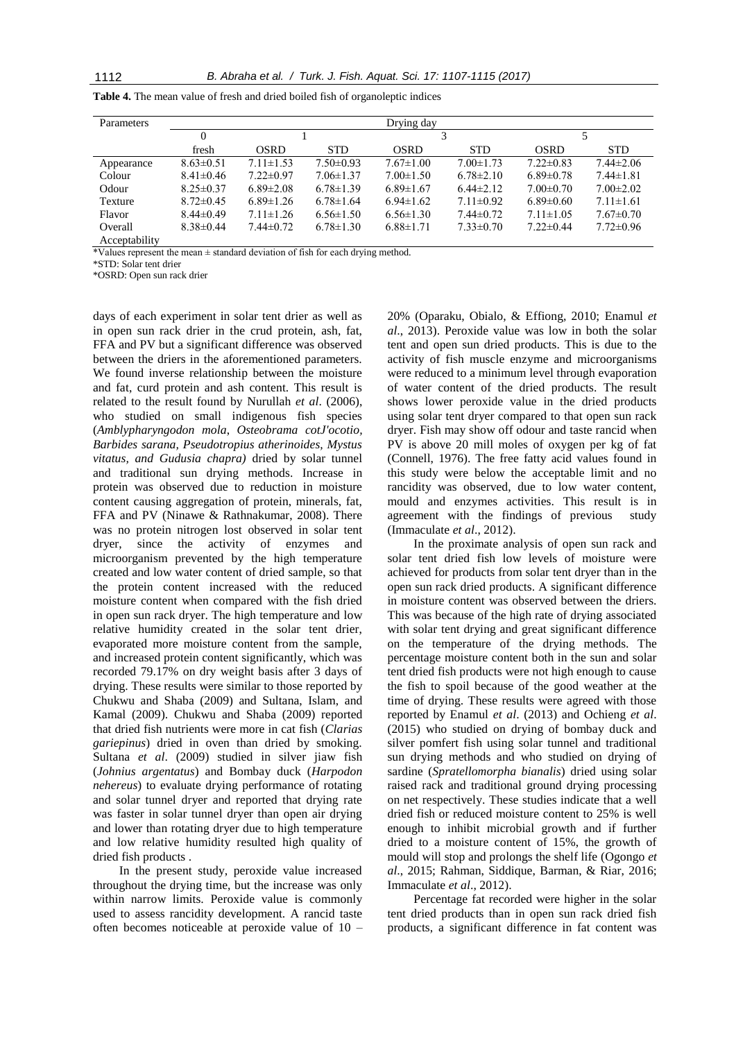**Table 4.** The mean value of fresh and dried boiled fish of organoleptic indices

| Parameters | Drying day | | | | | | |
|---|---|---|---|---|---|---|---|
| | 0 | 1 | | 3 | | 5 | |
| | fresh | OSRD | STD | OSRD | STD | OSRD | STD |
| Appearance | 8.63±0.51 | 7.11±1.53 | 7.50±0.93 | 7.67±1.00 | 7.00±1.73 | 7.22±0.83 | 7.44±2.06 |
| Colour | 8.41±0.46 | 7.22±0.97 | 7.06±1.37 | 7.00±1.50 | 6.78±2.10 | 6.89±0.78 | 7.44±1.81 |
| Odour | 8.25±0.37 | 6.89±2.08 | 6.78±1.39 | 6.89±1.67 | 6.44±2.12 | 7.00±0.70 | 7.00±2.02 |
| Texture | 8.72±0.45 | 6.89±1.26 | 6.78±1.64 | 6.94±1.62 | 7.11±0.92 | 6.89±0.60 | 7.11±1.61 |
| Flavor | 8.44±0.49 | 7.11±1.26 | 6.56±1.50 | 6.56±1.30 | 7.44±0.72 | 7.11±1.05 | 7.67±0.70 |
| Overall Acceptability | 8.38±0.44 | 7.44±0.72 | 6.78±1.30 | 6.88±1.71 | 7.33±0.70 | 7.22±0.44 | 7.72±0.96 |

*Values represent the mean ± standard deviation of fish for each drying method.
*STD: Solar tent drier
*OSRD: Open sun rack drier

days of each experiment in solar tent drier as well as in open sun rack drier in the crud protein, ash, fat, FFA and PV but a significant difference was observed between the driers in the aforementioned parameters. We found inverse relationship between the moisture and fat, curd protein and ash content. This result is related to the result found by Nurullah *et al*. (2006), who studied on small indigenous fish species (*Amblypharyngodon mola*, *Osteobrama cotJ'ocotio*, *Barbides sarana*, *Pseudotropius atherinoides*, *Mystus vitatus, and Gudusia chapra)* dried by solar tunnel and traditional sun drying methods. Increase in protein was observed due to reduction in moisture content causing aggregation of protein, minerals, fat, FFA and PV (Ninawe & Rathnakumar, 2008). There was no protein nitrogen lost observed in solar tent dryer, since the activity of enzymes and microorganism prevented by the high temperature created and low water content of dried sample, so that the protein content increased with the reduced moisture content when compared with the fish dried in open sun rack dryer. The high temperature and low relative humidity created in the solar tent drier, evaporated more moisture content from the sample, and increased protein content significantly, which was recorded 79.17% on dry weight basis after 3 days of drying. These results were similar to those reported by Chukwu and Shaba (2009) and Sultana, Islam, and Kamal (2009). Chukwu and Shaba (2009) reported that dried fish nutrients were more in cat fish (*Clarias gariepinus*) dried in oven than dried by smoking. Sultana *et al*. (2009) studied in silver jiaw fish (*Johnius argentatus*) and Bombay duck (*Harpodon nehereus*) to evaluate drying performance of rotating and solar tunnel dryer and reported that drying rate was faster in solar tunnel dryer than open air drying and lower than rotating dryer due to high temperature and low relative humidity resulted high quality of dried fish products .

In the present study, peroxide value increased throughout the drying time, but the increase was only within narrow limits. Peroxide value is commonly used to assess rancidity development. A rancid taste often becomes noticeable at peroxide value of 10 – 20% (Oparaku, Obialo, & Effiong, 2010; Enamul *et al*., 2013). Peroxide value was low in both the solar tent and open sun dried products. This is due to the activity of fish muscle enzyme and microorganisms were reduced to a minimum level through evaporation of water content of the dried products. The result shows lower peroxide value in the dried products using solar tent dryer compared to that open sun rack dryer. Fish may show off odour and taste rancid when PV is above 20 mill moles of oxygen per kg of fat (Connell, 1976). The free fatty acid values found in this study were below the acceptable limit and no rancidity was observed, due to low water content, mould and enzymes activities. This result is in agreement with the findings of previous study (Immaculate *et al*., 2012).

In the proximate analysis of open sun rack and solar tent dried fish low levels of moisture were achieved for products from solar tent dryer than in the open sun rack dried products. A significant difference in moisture content was observed between the driers. This was because of the high rate of drying associated with solar tent drying and great significant difference on the temperature of the drying methods. The percentage moisture content both in the sun and solar tent dried fish products were not high enough to cause the fish to spoil because of the good weather at the time of drying. These results were agreed with those reported by Enamul *et al*. (2013) and Ochieng *et al*. (2015) who studied on drying of bombay duck and silver pomfert fish using solar tunnel and traditional sun drying methods and who studied on drying of sardine (*Spratellomorpha bianalis*) dried using solar raised rack and traditional ground drying processing on net respectively. These studies indicate that a well dried fish or reduced moisture content to 25% is well enough to inhibit microbial growth and if further dried to a moisture content of 15%, the growth of mould will stop and prolongs the shelf life (Ogongo *et al*., 2015; Rahman, Siddique, Barman, & Riar, 2016; Immaculate *et al*., 2012).

Percentage fat recorded were higher in the solar tent dried products than in open sun rack dried fish products, a significant difference in fat content was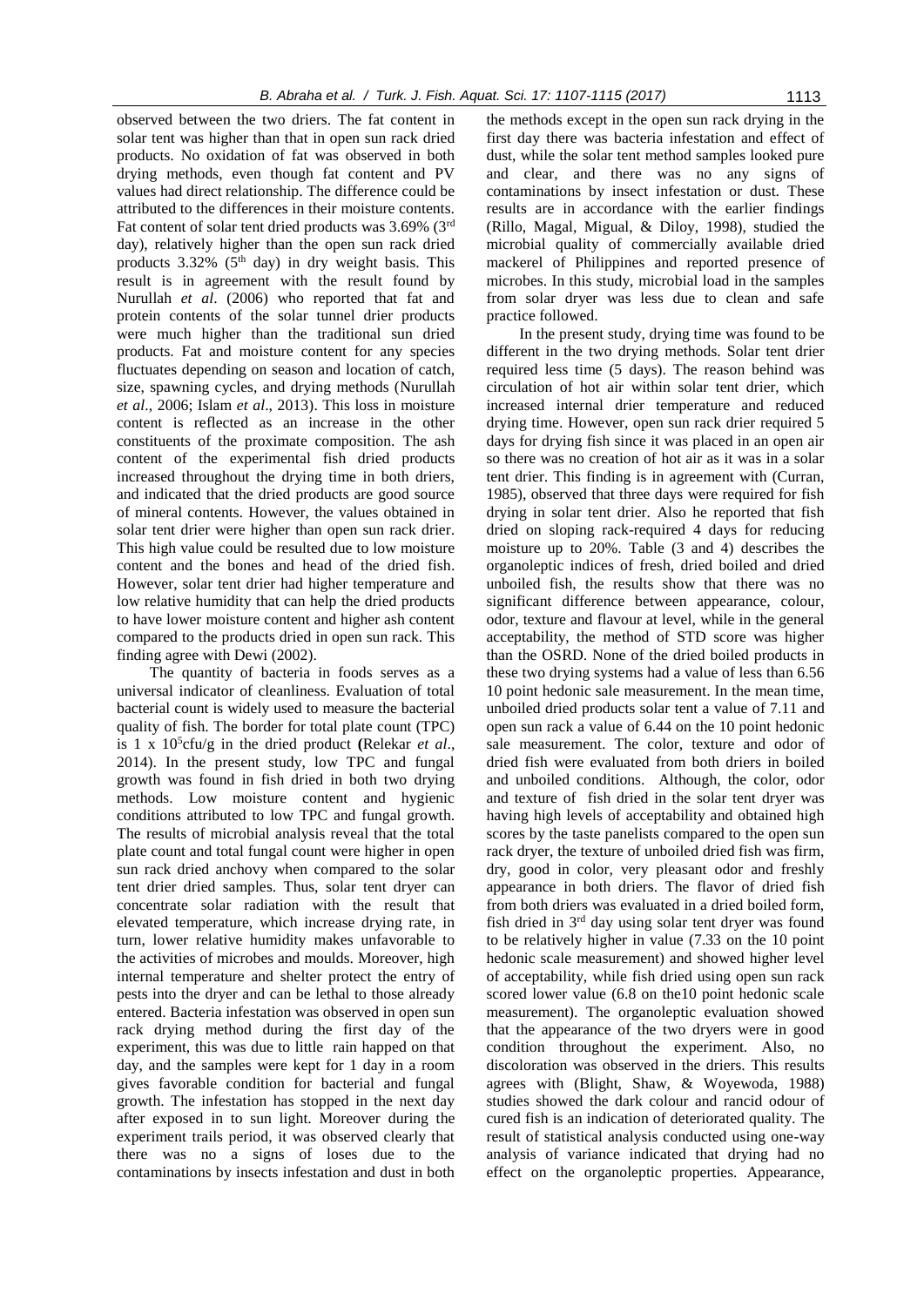observed between the two driers. The fat content in solar tent was higher than that in open sun rack dried products. No oxidation of fat was observed in both drying methods, even though fat content and PV values had direct relationship. The difference could be attributed to the differences in their moisture contents. Fat content of solar tent dried products was 3.69% (3rd day), relatively higher than the open sun rack dried products 3.32% (5th day) in dry weight basis. This result is in agreement with the result found by Nurullah *et al*. (2006) who reported that fat and protein contents of the solar tunnel drier products were much higher than the traditional sun dried products. Fat and moisture content for any species fluctuates depending on season and location of catch, size, spawning cycles, and drying methods (Nurullah *et al*., 2006; Islam *et al*., 2013). This loss in moisture content is reflected as an increase in the other constituents of the proximate composition. The ash content of the experimental fish dried products increased throughout the drying time in both driers, and indicated that the dried products are good source of mineral contents. However, the values obtained in solar tent drier were higher than open sun rack drier. This high value could be resulted due to low moisture content and the bones and head of the dried fish. However, solar tent drier had higher temperature and low relative humidity that can help the dried products to have lower moisture content and higher ash content compared to the products dried in open sun rack. This finding agree with Dewi (2002).

The quantity of bacteria in foods serves as a universal indicator of cleanliness. Evaluation of total bacterial count is widely used to measure the bacterial quality of fish. The border for total plate count (TPC) is 1 x $10^5$cfu/g in the dried product **(**Relekar *et al*., 2014). In the present study, low TPC and fungal growth was found in fish dried in both two drying methods. Low moisture content and hygienic conditions attributed to low TPC and fungal growth. The results of microbial analysis reveal that the total plate count and total fungal count were higher in open sun rack dried anchovy when compared to the solar tent drier dried samples. Thus, solar tent dryer can concentrate solar radiation with the result that elevated temperature, which increase drying rate, in turn, lower relative humidity makes unfavorable to the activities of microbes and moulds. Moreover, high internal temperature and shelter protect the entry of pests into the dryer and can be lethal to those already entered. Bacteria infestation was observed in open sun rack drying method during the first day of the experiment, this was due to little rain happed on that day, and the samples were kept for 1 day in a room gives favorable condition for bacterial and fungal growth. The infestation has stopped in the next day after exposed in to sun light. Moreover during the experiment trails period, it was observed clearly that there was no a signs of loses due to the contaminations by insects infestation and dust in both the methods except in the open sun rack drying in the first day there was bacteria infestation and effect of dust, while the solar tent method samples looked pure and clear, and there was no any signs of contaminations by insect infestation or dust. These results are in accordance with the earlier findings (Rillo, Magal, Migual, & Diloy, 1998), studied the microbial quality of commercially available dried mackerel of Philippines and reported presence of microbes. In this study, microbial load in the samples from solar dryer was less due to clean and safe practice followed.

In the present study, drying time was found to be different in the two drying methods. Solar tent drier required less time (5 days). The reason behind was circulation of hot air within solar tent drier, which increased internal drier temperature and reduced drying time. However, open sun rack drier required 5 days for drying fish since it was placed in an open air so there was no creation of hot air as it was in a solar tent drier. This finding is in agreement with (Curran, 1985), observed that three days were required for fish drying in solar tent drier. Also he reported that fish dried on sloping rack-required 4 days for reducing moisture up to 20%. Table (3 and 4) describes the organoleptic indices of fresh, dried boiled and dried unboiled fish, the results show that there was no significant difference between appearance, colour, odor, texture and flavour at level, while in the general acceptability, the method of STD score was higher than the OSRD. None of the dried boiled products in these two drying systems had a value of less than 6.56 10 point hedonic sale measurement. In the mean time, unboiled dried products solar tent a value of 7.11 and open sun rack a value of 6.44 on the 10 point hedonic sale measurement. The color, texture and odor of dried fish were evaluated from both driers in boiled and unboiled conditions. Although, the color, odor and texture of fish dried in the solar tent dryer was having high levels of acceptability and obtained high scores by the taste panelists compared to the open sun rack dryer, the texture of unboiled dried fish was firm, dry, good in color, very pleasant odor and freshly appearance in both driers. The flavor of dried fish from both driers was evaluated in a dried boiled form, fish dried in 3rd day using solar tent dryer was found to be relatively higher in value (7.33 on the 10 point hedonic scale measurement) and showed higher level of acceptability, while fish dried using open sun rack scored lower value (6.8 on the10 point hedonic scale measurement). The organoleptic evaluation showed that the appearance of the two dryers were in good condition throughout the experiment. Also, no discoloration was observed in the driers. This results agrees with (Blight, Shaw, & Woyewoda, 1988) studies showed the dark colour and rancid odour of cured fish is an indication of deteriorated quality. The result of statistical analysis conducted using one-way analysis of variance indicated that drying had no effect on the organoleptic properties. Appearance,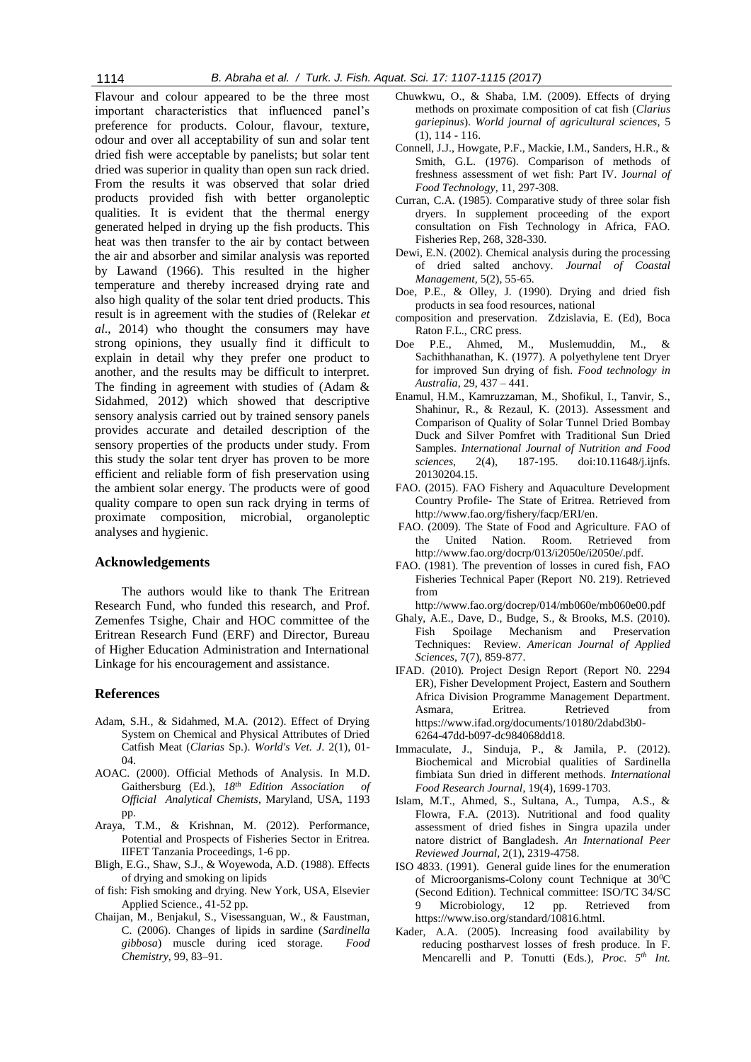Flavour and colour appeared to be the three most important characteristics that influenced panel's preference for products. Colour, flavour, texture, odour and over all acceptability of sun and solar tent dried fish were acceptable by panelists; but solar tent dried was superior in quality than open sun rack dried. From the results it was observed that solar dried products provided fish with better organoleptic qualities. It is evident that the thermal energy generated helped in drying up the fish products. This heat was then transfer to the air by contact between the air and absorber and similar analysis was reported by Lawand (1966). This resulted in the higher temperature and thereby increased drying rate and also high quality of the solar tent dried products. This result is in agreement with the studies of (Relekar *et al*., 2014) who thought the consumers may have strong opinions, they usually find it difficult to explain in detail why they prefer one product to another, and the results may be difficult to interpret. The finding in agreement with studies of (Adam & Sidahmed, 2012) which showed that descriptive sensory analysis carried out by trained sensory panels provides accurate and detailed description of the sensory properties of the products under study. From this study the solar tent dryer has proven to be more efficient and reliable form of fish preservation using the ambient solar energy. The products were of good quality compare to open sun rack drying in terms of proximate composition, microbial, organoleptic analyses and hygienic.

## Acknowledgements

The authors would like to thank The Eritrean Research Fund, who funded this research, and Prof. Zemenfes Tsighe, Chair and HOC committee of the Eritrean Research Fund (ERF) and Director, Bureau of Higher Education Administration and International Linkage for his encouragement and assistance.

## References

Adam, S.H., & Sidahmed, M.A. (2012). Effect of Drying System on Chemical and Physical Attributes of Dried Catfish Meat (*Clarias* Sp.). *World's Vet. J*. 2(1), 01-04.

AOAC. (2000). Official Methods of Analysis. In M.D. Gaithersburg (Ed.), *18th Edition Association of Official Analytical Chemists*, Maryland, USA, 1193 pp.

Araya, T.M., & Krishnan, M. (2012). Performance, Potential and Prospects of Fisheries Sector in Eritrea. IIFET Tanzania Proceedings, 1-6 pp.

Bligh, E.G., Shaw, S.J., & Woyewoda, A.D. (1988). Effects of drying and smoking on lipids of fish: Fish smoking and drying. New York, USA, Elsevier Applied Science., 41-52 pp.

Chaijan, M., Benjakul, S., Visessanguan, W., & Faustman, C. (2006). Changes of lipids in sardine (*Sardinella gibbosa*) muscle during iced storage. *Food Chemistry*, 99, 83–91.

Chuwkwu, O., & Shaba, I.M. (2009). Effects of drying methods on proximate composition of cat fish (*Clarius gariepinus*). *World journal of agricultural sciences*, 5 (1), 114 - 116.

Connell, J.J., Howgate, P.F., Mackie, I.M., Sanders, H.R., & Smith, G.L. (1976). Comparison of methods of freshness assessment of wet fish: Part IV. *Journal of Food Technology*, 11, 297-308.

Curran, C.A. (1985). Comparative study of three solar fish dryers. In supplement proceeding of the export consultation on Fish Technology in Africa, FAO. Fisheries Rep, 268, 328-330.

Dewi, E.N. (2002). Chemical analysis during the processing of dried salted anchovy. *Journal of Coastal Management*, 5(2), 55-65.

Doe, P.E., & Olley, J. (1990). Drying and dried fish products in sea food resources, national composition and preservation. Zdzislavia, E. (Ed), Boca Raton F.L., CRC press.

Doe P.E., Ahmed, M., Muslemuddin, M., & Sachithhanathan, K. (1977). A polyethylene tent Dryer for improved Sun drying of fish. *Food technology in Australia*, 29, 437 – 441.

Enamul, H.M., Kamruzzaman, M., Shofikul, I., Tanvir, S., Shahinur, R., & Rezaul, K. (2013). Assessment and Comparison of Quality of Solar Tunnel Dried Bombay Duck and Silver Pomfret with Traditional Sun Dried Samples. *International Journal of Nutrition and Food sciences*, 2(4), 187-195. doi:10.11648/j.ijnfs. 20130204.15.

FAO. (2015). FAO Fishery and Aquaculture Development Country Profile- The State of Eritrea. Retrieved from http://www.fao.org/fishery/facp/ERI/en.

FAO. (2009). The State of Food and Agriculture. FAO of the United Nation. Room. Retrieved from http://www.fao.org/docrp/013/i2050e/i2050e/.pdf.

FAO. (1981). The prevention of losses in cured fish, FAO Fisheries Technical Paper (Report N0. 219). Retrieved from http://www.fao.org/docrep/014/mb060e/mb060e00.pdf

Ghaly, A.E., Dave, D., Budge, S., & Brooks, M.S. (2010). Fish Spoilage Mechanism and Preservation Techniques: Review. *American Journal of Applied Sciences*, 7(7), 859-877.

IFAD. (2010). Project Design Report (Report N0. 2294 ER), Fisher Development Project, Eastern and Southern Africa Division Programme Management Department. Asmara, Eritrea. Retrieved from https://www.ifad.org/documents/10180/2dabd3b0-6264-47dd-b097-dc984068dd18.

Immaculate, J., Sinduja, P., & Jamila, P. (2012). Biochemical and Microbial qualities of Sardinella fimbiata Sun dried in different methods. *International Food Research Journal*, 19(4), 1699-1703.

Islam, M.T., Ahmed, S., Sultana, A., Tumpa, A.S., & Flowra, F.A. (2013). Nutritional and food quality assessment of dried fishes in Singra upazila under natore district of Bangladesh. *An International Peer Reviewed Journal*, 2(1), 2319-4758.

ISO 4833. (1991). General guide lines for the enumeration of Microorganisms-Colony count Technique at 30°C (Second Edition). Technical committee: ISO/TC 34/SC 9 Microbiology, 12 pp. Retrieved from https://www.iso.org/standard/10816.html.

Kader, A.A. (2005). Increasing food availability by reducing postharvest losses of fresh produce. In F. Mencarelli and P. Tonutti (Eds.), *Proc. 5th Int.*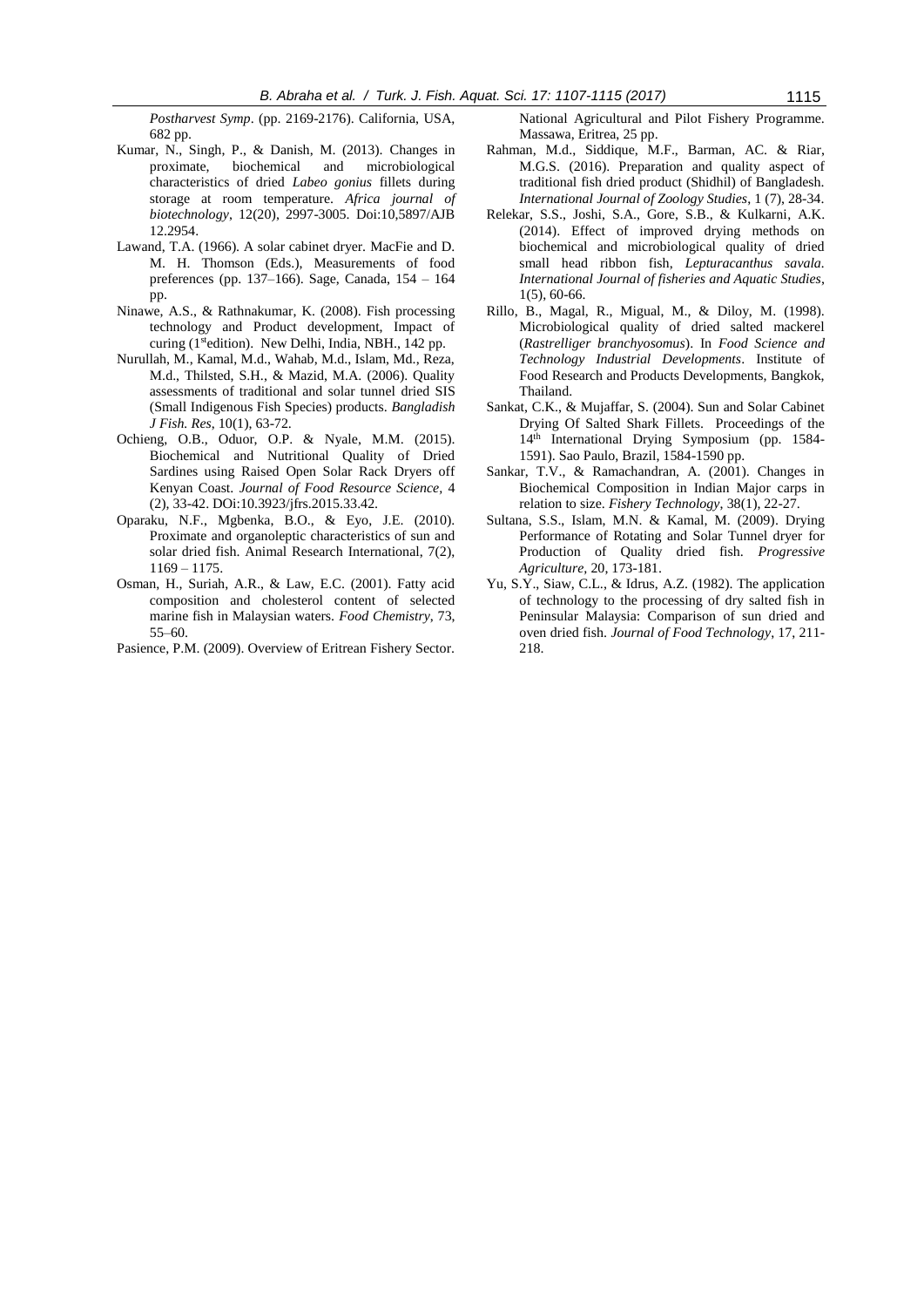*Postharvest Symp*. (pp. 2169-2176). California, USA, 682 pp.

Kumar, N., Singh, P., & Danish, M. (2013). Changes in proximate, biochemical and microbiological characteristics of dried *Labeo gonius* fillets during storage at room temperature. *Africa journal of biotechnology*, 12(20), 2997-3005. Doi:10,5897/AJB 12.2954.

Lawand, T.A. (1966). A solar cabinet dryer. MacFie and D. M. H. Thomson (Eds.), Measurements of food preferences (pp. 137–166). Sage, Canada, 154 – 164 pp.

Ninawe, A.S., & Rathnakumar, K. (2008). Fish processing technology and Product development, Impact of curing (1[st]edition). New Delhi, India, NBH., 142 pp.

Nurullah, M., Kamal, M.d., Wahab, M.d., Islam, Md., Reza, M.d., Thilsted, S.H., & Mazid, M.A. (2006). Quality assessments of traditional and solar tunnel dried SIS (Small Indigenous Fish Species) products. *Bangladish J Fish. Res*, 10(1), 63-72.

Ochieng, O.B., Oduor, O.P. & Nyale, M.M. (2015). Biochemical and Nutritional Quality of Dried Sardines using Raised Open Solar Rack Dryers off Kenyan Coast. *Journal of Food Resource Science*, 4 (2), 33-42. DOi:10.3923/jfrs.2015.33.42.

Oparaku, N.F., Mgbenka, B.O., & Eyo, J.E. (2010). Proximate and organoleptic characteristics of sun and solar dried fish. Animal Research International, 7(2), 1169 – 1175.

Osman, H., Suriah, A.R., & Law, E.C. (2001). Fatty acid composition and cholesterol content of selected marine fish in Malaysian waters. *Food Chemistry*, 73, 55–60.

Pasience, P.M. (2009). Overview of Eritrean Fishery Sector. National Agricultural and Pilot Fishery Programme. Massawa, Eritrea, 25 pp.

Rahman, M.d., Siddique, M.F., Barman, AC. & Riar, M.G.S. (2016). Preparation and quality aspect of traditional fish dried product (Shidhil) of Bangladesh. *International Journal of Zoology Studies*, 1 (7), 28-34.

Relekar, S.S., Joshi, S.A., Gore, S.B., & Kulkarni, A.K. (2014). Effect of improved drying methods on biochemical and microbiological quality of dried small head ribbon fish, *Lepturacanthus savala*. *International Journal of fisheries and Aquatic Studies*, 1(5), 60-66.

Rillo, B., Magal, R., Migual, M., & Diloy, M. (1998). Microbiological quality of dried salted mackerel (*Rastrelliger branchyosomus*). In *Food Science and Technology Industrial Developments*. Institute of Food Research and Products Developments, Bangkok, Thailand.

Sankat, C.K., & Mujaffar, S. (2004). Sun and Solar Cabinet Drying Of Salted Shark Fillets. Proceedings of the 14[th] International Drying Symposium (pp. 1584-1591). Sao Paulo, Brazil, 1584-1590 pp.

Sankar, T.V., & Ramachandran, A. (2001). Changes in Biochemical Composition in Indian Major carps in relation to size. *Fishery Technology*, 38(1), 22-27.

Sultana, S.S., Islam, M.N. & Kamal, M. (2009). Drying Performance of Rotating and Solar Tunnel dryer for Production of Quality dried fish. *Progressive Agriculture*, 20, 173-181.

Yu, S.Y., Siaw, C.L., & Idrus, A.Z. (1982). The application of technology to the processing of dry salted fish in Peninsular Malaysia: Comparison of sun dried and oven dried fish. *Journal of Food Technology*, 17, 211-218.